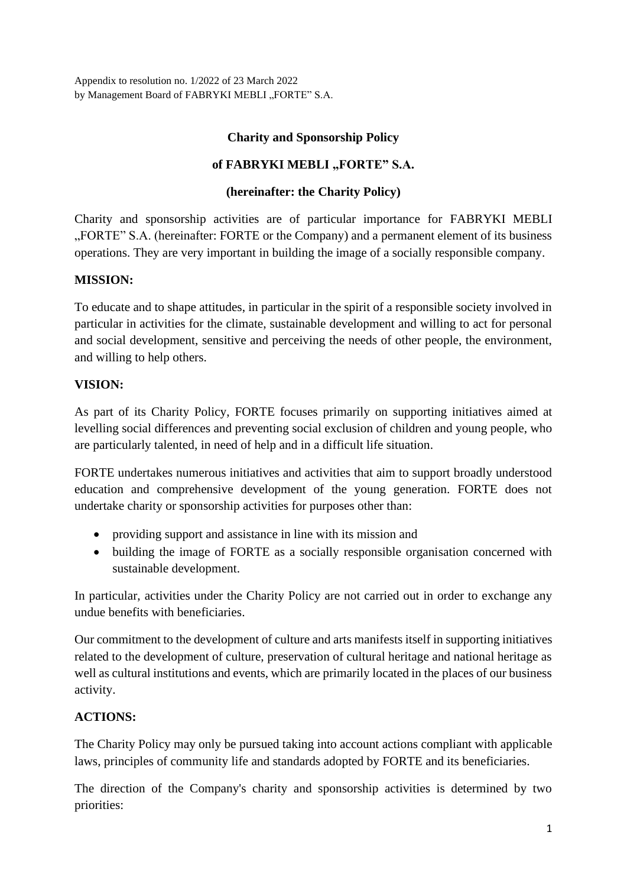Appendix to resolution no. 1/2022 of 23 March 2022
by Management Board of FABRYKI MEBLI „FORTE" S.A.

# Charity and Sponsorship Policy

# of FABRYKI MEBLI „FORTE" S.A.

# (hereinafter: the Charity Policy)

Charity and sponsorship activities are of particular importance for FABRYKI MEBLI „FORTE" S.A. (hereinafter: FORTE or the Company) and a permanent element of its business operations. They are very important in building the image of a socially responsible company.

**MISSION:**

To educate and to shape attitudes, in particular in the spirit of a responsible society involved in particular in activities for the climate, sustainable development and willing to act for personal and social development, sensitive and perceiving the needs of other people, the environment, and willing to help others.

**VISION:**

As part of its Charity Policy, FORTE focuses primarily on supporting initiatives aimed at levelling social differences and preventing social exclusion of children and young people, who are particularly talented, in need of help and in a difficult life situation.

FORTE undertakes numerous initiatives and activities that aim to support broadly understood education and comprehensive development of the young generation. FORTE does not undertake charity or sponsorship activities for purposes other than:

- providing support and assistance in line with its mission and
- building the image of FORTE as a socially responsible organisation concerned with sustainable development.

In particular, activities under the Charity Policy are not carried out in order to exchange any undue benefits with beneficiaries.

Our commitment to the development of culture and arts manifests itself in supporting initiatives related to the development of culture, preservation of cultural heritage and national heritage as well as cultural institutions and events, which are primarily located in the places of our business activity.

**ACTIONS:**

The Charity Policy may only be pursued taking into account actions compliant with applicable laws, principles of community life and standards adopted by FORTE and its beneficiaries.

The direction of the Company's charity and sponsorship activities is determined by two priorities: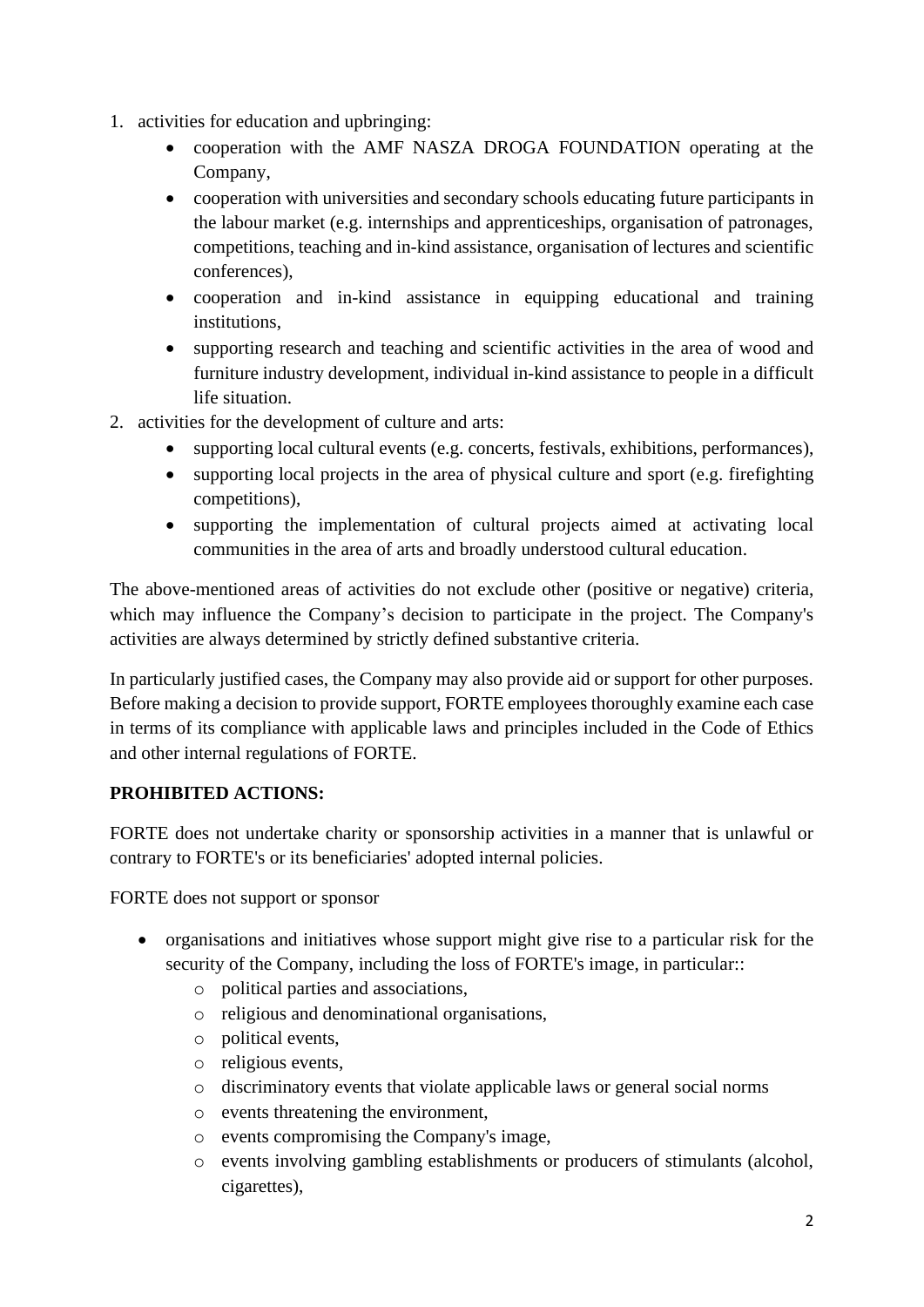1. activities for education and upbringing:
    - cooperation with the AMF NASZA DROGA FOUNDATION operating at the Company,
    - cooperation with universities and secondary schools educating future participants in the labour market (e.g. internships and apprenticeships, organisation of patronages, competitions, teaching and in-kind assistance, organisation of lectures and scientific conferences),
    - cooperation and in-kind assistance in equipping educational and training institutions,
    - supporting research and teaching and scientific activities in the area of wood and furniture industry development, individual in-kind assistance to people in a difficult life situation.
2. activities for the development of culture and arts:
    - supporting local cultural events (e.g. concerts, festivals, exhibitions, performances),
    - supporting local projects in the area of physical culture and sport (e.g. firefighting competitions),
    - supporting the implementation of cultural projects aimed at activating local communities in the area of arts and broadly understood cultural education.

The above-mentioned areas of activities do not exclude other (positive or negative) criteria, which may influence the Company's decision to participate in the project. The Company's activities are always determined by strictly defined substantive criteria.

In particularly justified cases, the Company may also provide aid or support for other purposes. Before making a decision to provide support, FORTE employees thoroughly examine each case in terms of its compliance with applicable laws and principles included in the Code of Ethics and other internal regulations of FORTE.

**PROHIBITED ACTIONS:**

FORTE does not undertake charity or sponsorship activities in a manner that is unlawful or contrary to FORTE's or its beneficiaries' adopted internal policies.

FORTE does not support or sponsor

- organisations and initiatives whose support might give rise to a particular risk for the security of the Company, including the loss of FORTE's image, in particular::
    - political parties and associations,
    - religious and denominational organisations,
    - political events,
    - religious events,
    - discriminatory events that violate applicable laws or general social norms
    - events threatening the environment,
    - events compromising the Company's image,
    - events involving gambling establishments or producers of stimulants (alcohol, cigarettes),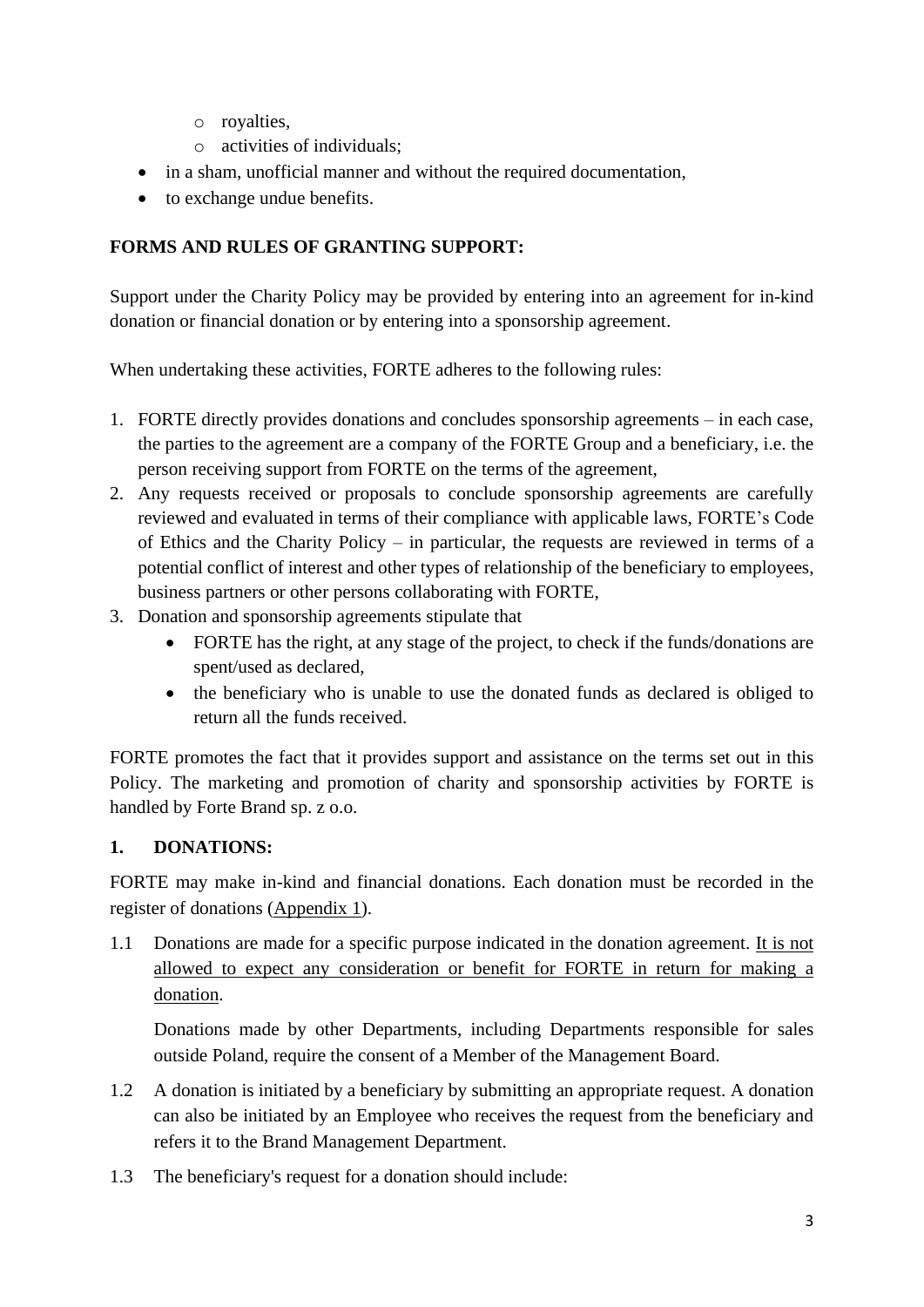- royalties,
  - activities of individuals;
- in a sham, unofficial manner and without the required documentation,
- to exchange undue benefits.

**FORMS AND RULES OF GRANTING SUPPORT:**

Support under the Charity Policy may be provided by entering into an agreement for in-kind donation or financial donation or by entering into a sponsorship agreement.

When undertaking these activities, FORTE adheres to the following rules:

1. FORTE directly provides donations and concludes sponsorship agreements – in each case, the parties to the agreement are a company of the FORTE Group and a beneficiary, i.e. the person receiving support from FORTE on the terms of the agreement,
2. Any requests received or proposals to conclude sponsorship agreements are carefully reviewed and evaluated in terms of their compliance with applicable laws, FORTE's Code of Ethics and the Charity Policy – in particular, the requests are reviewed in terms of a potential conflict of interest and other types of relationship of the beneficiary to employees, business partners or other persons collaborating with FORTE,
3. Donation and sponsorship agreements stipulate that
   - FORTE has the right, at any stage of the project, to check if the funds/donations are spent/used as declared,
   - the beneficiary who is unable to use the donated funds as declared is obliged to return all the funds received.

FORTE promotes the fact that it provides support and assistance on the terms set out in this Policy. The marketing and promotion of charity and sponsorship activities by FORTE is handled by Forte Brand sp. z o.o.

## 1. DONATIONS:

FORTE may make in-kind and financial donations. Each donation must be recorded in the register of donations (<u>Appendix 1</u>).

1.1 Donations are made for a specific purpose indicated in the donation agreement. <u>It is not allowed to expect any consideration or benefit for FORTE in return for making a donation</u>.

    Donations made by other Departments, including Departments responsible for sales outside Poland, require the consent of a Member of the Management Board.

1.2 A donation is initiated by a beneficiary by submitting an appropriate request. A donation can also be initiated by an Employee who receives the request from the beneficiary and refers it to the Brand Management Department.

1.3 The beneficiary's request for a donation should include: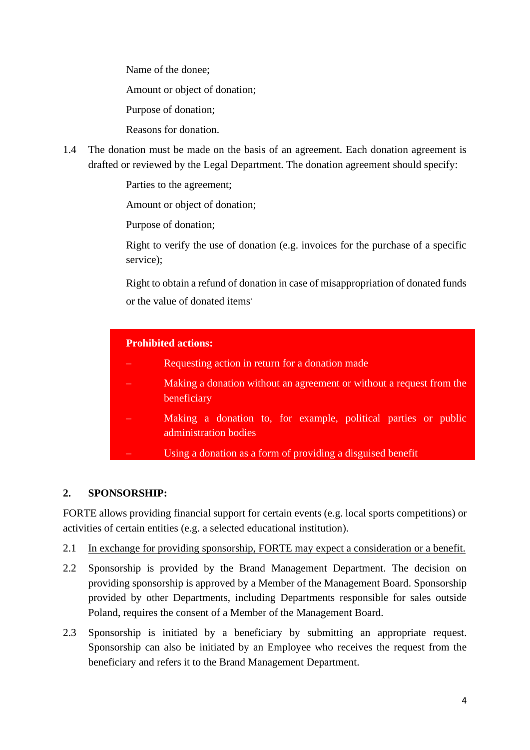Name of the donee;

Amount or object of donation;

Purpose of donation;

Reasons for donation.

1.4 The donation must be made on the basis of an agreement. Each donation agreement is drafted or reviewed by the Legal Department. The donation agreement should specify:

Parties to the agreement;

Amount or object of donation;

Purpose of donation;

Right to verify the use of donation (e.g. invoices for the purchase of a specific service);

Right to obtain a refund of donation in case of misappropriation of donated funds or the value of donated items.

**Prohibited actions:**

– Requesting action in return for a donation made
– Making a donation without an agreement or without a request from the beneficiary
– Making a donation to, for example, political parties or public administration bodies
– Using a donation as a form of providing a disguised benefit

**2. SPONSORSHIP:**

FORTE allows providing financial support for certain events (e.g. local sports competitions) or activities of certain entities (e.g. a selected educational institution).

2.1 <u>In exchange for providing sponsorship, FORTE may expect a consideration or a benefit.</u>

2.2 Sponsorship is provided by the Brand Management Department. The decision on providing sponsorship is approved by a Member of the Management Board. Sponsorship provided by other Departments, including Departments responsible for sales outside Poland, requires the consent of a Member of the Management Board.

2.3 Sponsorship is initiated by a beneficiary by submitting an appropriate request. Sponsorship can also be initiated by an Employee who receives the request from the beneficiary and refers it to the Brand Management Department.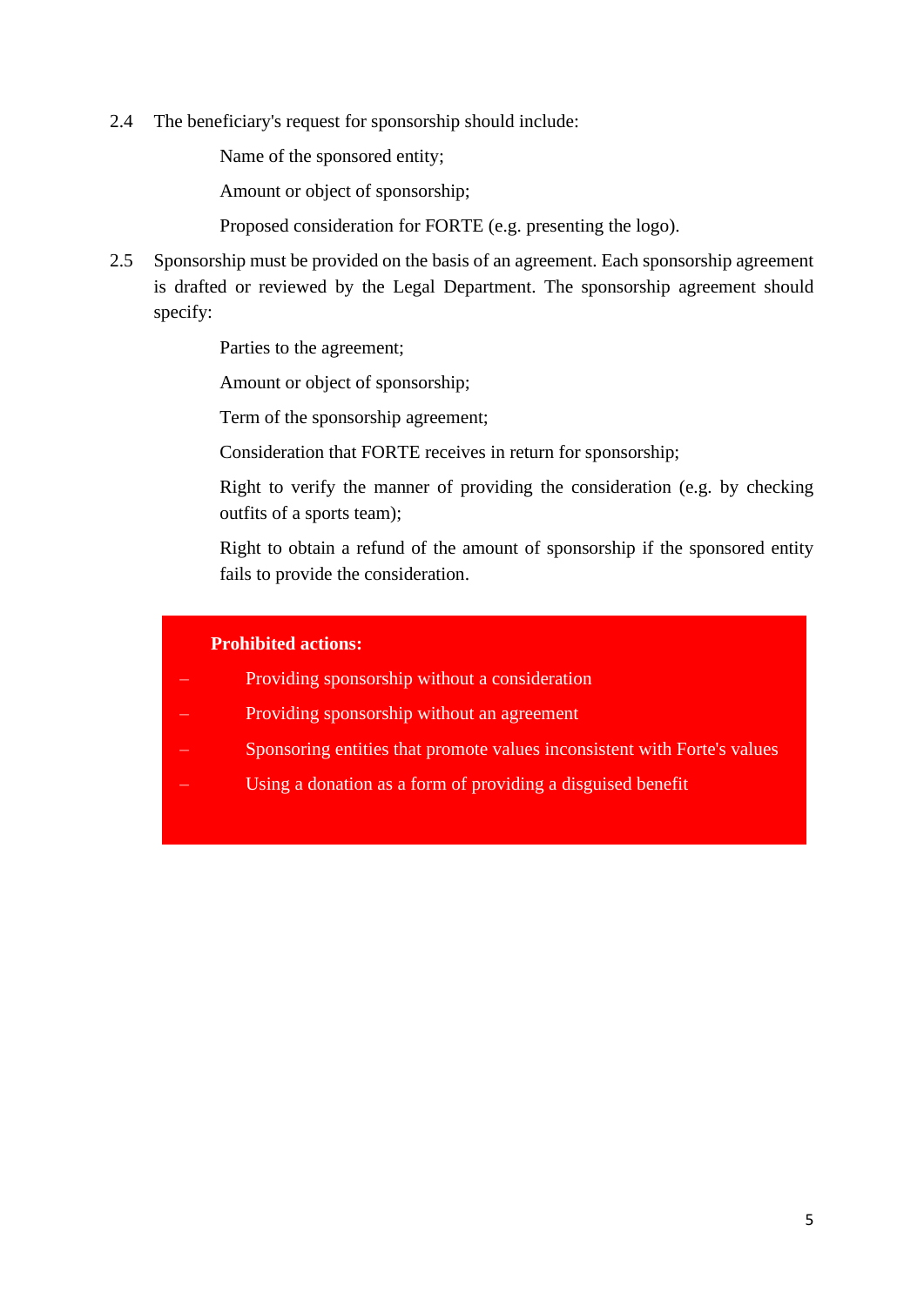2.4 The beneficiary's request for sponsorship should include:

- Name of the sponsored entity;
- Amount or object of sponsorship;
- Proposed consideration for FORTE (e.g. presenting the logo).

2.5 Sponsorship must be provided on the basis of an agreement. Each sponsorship agreement is drafted or reviewed by the Legal Department. The sponsorship agreement should specify:

- Parties to the agreement;
- Amount or object of sponsorship;
- Term of the sponsorship agreement;
- Consideration that FORTE receives in return for sponsorship;
- Right to verify the manner of providing the consideration (e.g. by checking outfits of a sports team);
- Right to obtain a refund of the amount of sponsorship if the sponsored entity fails to provide the consideration.

**Prohibited actions:**

- Providing sponsorship without a consideration
- Providing sponsorship without an agreement
- Sponsoring entities that promote values inconsistent with Forte's values
- Using a donation as a form of providing a disguised benefit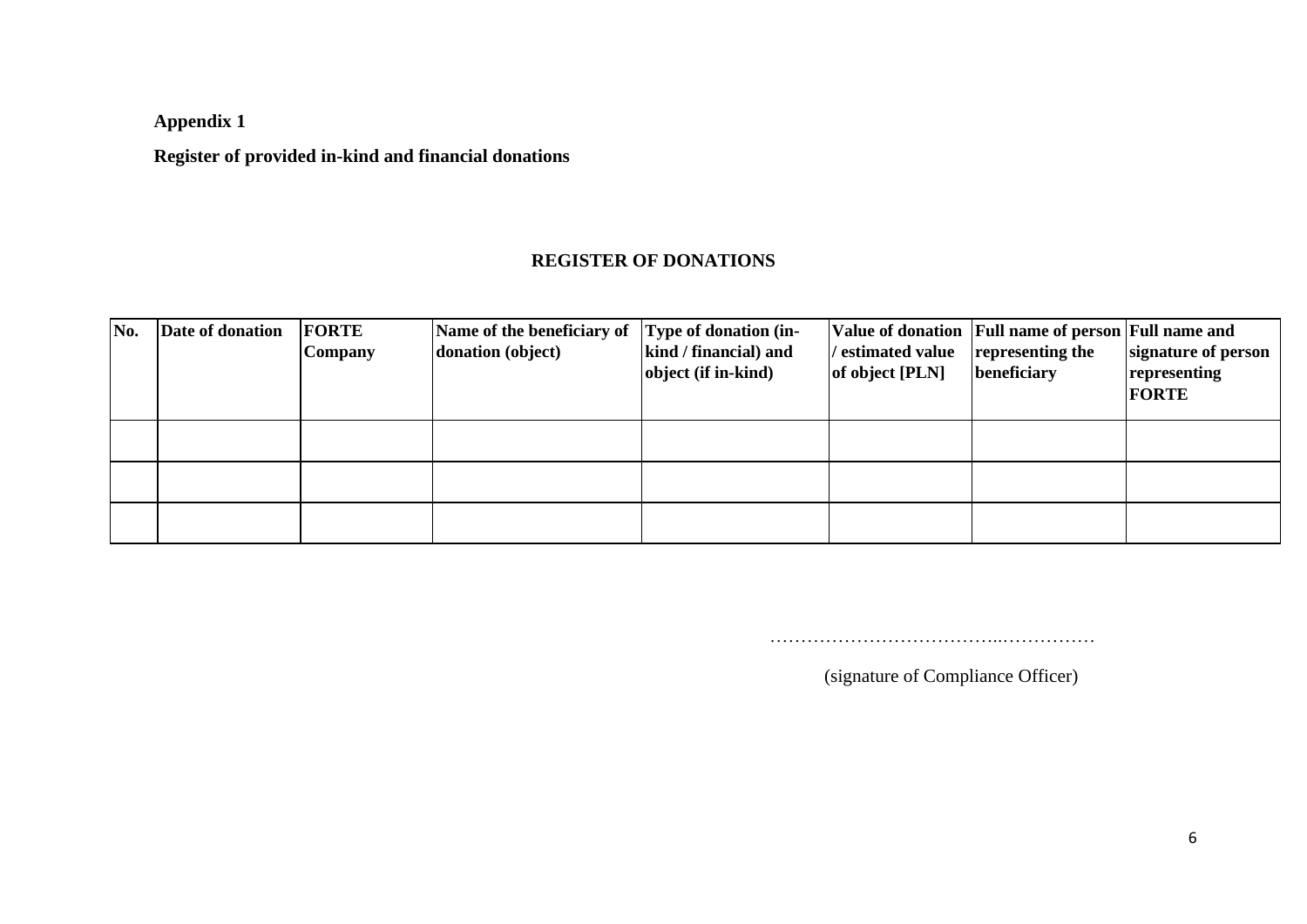**Appendix 1**

**Register of provided in-kind and financial donations**

**REGISTER OF DONATIONS**

| No. | Date of donation | FORTE Company | Name of the beneficiary of donation (object) | Type of donation (in-kind / financial) and object (if in-kind) | Value of donation / estimated value of object [PLN] | Full name of person representing the beneficiary | Full name and signature of person representing FORTE |
|---|---|---|---|---|---|---|---|
| | | | | | | | |
| | | | | | | | |
| | | | | | | | |

………………………………..……………

(signature of Compliance Officer)